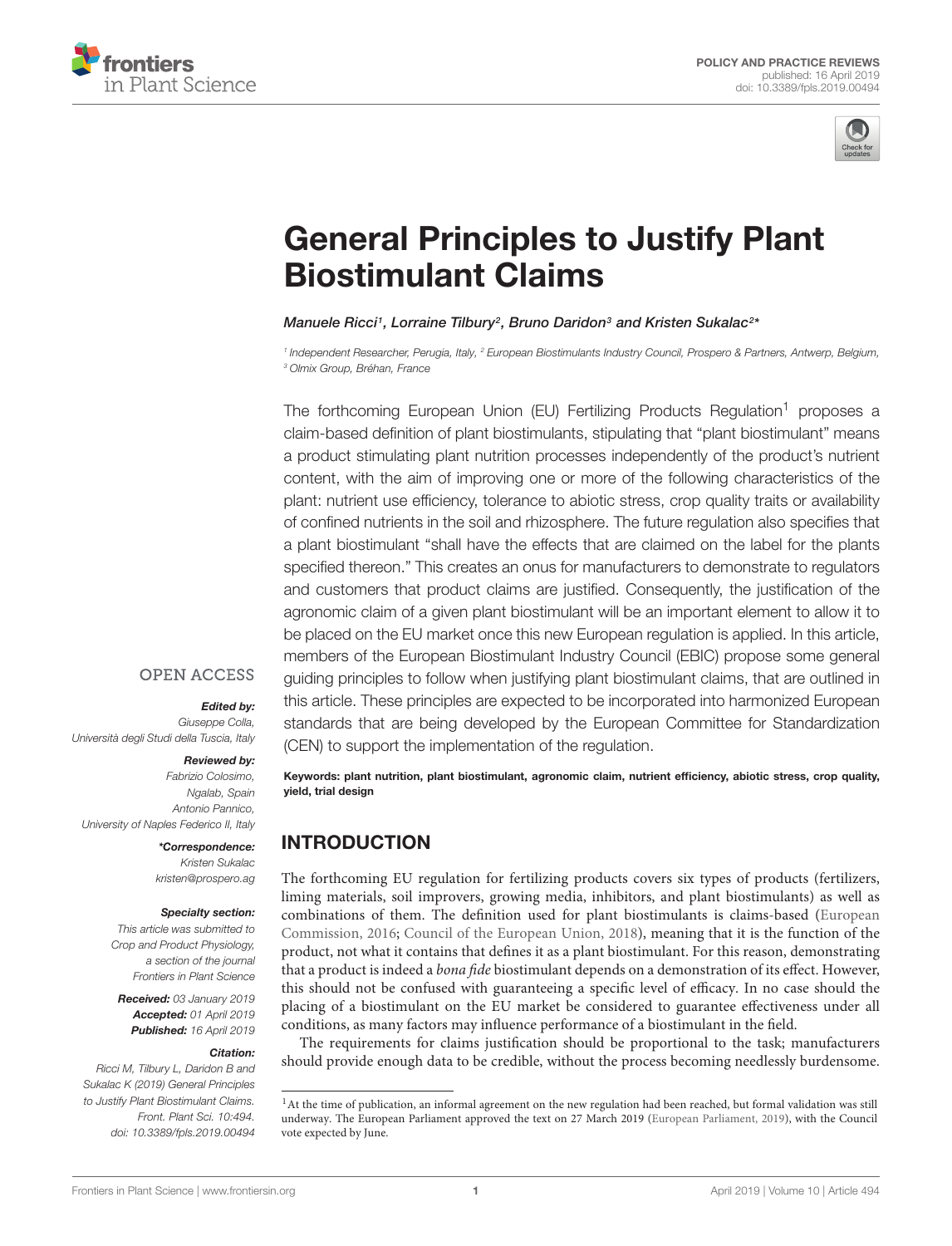POLICY AND PRACTICE REVIEWS
published: 16 April 2019
doi: 10.3389/fpls.2019.00494

# General Principles to Justify Plant Biostimulant Claims

*Manuele Ricci[1], Lorraine Tilbury[2], Bruno Daridon[3] and Kristen Sukalac[2]\**

[1] Independent Researcher, Perugia, Italy, [2] European Biostimulants Industry Council, Prospero & Partners, Antwerp, Belgium, [3] Olmix Group, Bréhan, France

The forthcoming European Union (EU) Fertilizing Products Regulation[1] proposes a claim-based definition of plant biostimulants, stipulating that "plant biostimulant" means a product stimulating plant nutrition processes independently of the product's nutrient content, with the aim of improving one or more of the following characteristics of the plant: nutrient use efficiency, tolerance to abiotic stress, crop quality traits or availability of confined nutrients in the soil and rhizosphere. The future regulation also specifies that a plant biostimulant "shall have the effects that are claimed on the label for the plants specified thereon." This creates an onus for manufacturers to demonstrate to regulators and customers that product claims are justified. Consequently, the justification of the agronomic claim of a given plant biostimulant will be an important element to allow it to be placed on the EU market once this new European regulation is applied. In this article, members of the European Biostimulant Industry Council (EBIC) propose some general guiding principles to follow when justifying plant biostimulant claims, that are outlined in this article. These principles are expected to be incorporated into harmonized European standards that are being developed by the European Committee for Standardization (CEN) to support the implementation of the regulation.

**Keywords: plant nutrition, plant biostimulant, agronomic claim, nutrient efficiency, abiotic stress, crop quality, yield, trial design**

OPEN ACCESS

***Edited by:***
*Giuseppe Colla, Università degli Studi della Tuscia, Italy*

***Reviewed by:***
*Fabrizio Colosimo, Ngalab, Spain*
*Antonio Pannico, University of Naples Federico II, Italy*

***\*Correspondence:***
*Kristen Sukalac*
*kristen@prospero.ag*

***Specialty section:***
*This article was submitted to Crop and Product Physiology, a section of the journal Frontiers in Plant Science*

***Received:*** *03 January 2019*
***Accepted:*** *01 April 2019*
***Published:*** *16 April 2019*

***Citation:***
*Ricci M, Tilbury L, Daridon B and Sukalac K (2019) General Principles to Justify Plant Biostimulant Claims. Front. Plant Sci. 10:494. doi: 10.3389/fpls.2019.00494*

## INTRODUCTION

The forthcoming EU regulation for fertilizing products covers six types of products (fertilizers, liming materials, soil improvers, growing media, inhibitors, and plant biostimulants) as well as combinations of them. The definition used for plant biostimulants is claims-based (European Commission, 2016; Council of the European Union, 2018), meaning that it is the function of the product, not what it contains that defines it as a plant biostimulant. For this reason, demonstrating that a product is indeed a *bona fide* biostimulant depends on a demonstration of its effect. However, this should not be confused with guaranteeing a specific level of efficacy. In no case should the placing of a biostimulant on the EU market be considered to guarantee effectiveness under all conditions, as many factors may influence performance of a biostimulant in the field.

The requirements for claims justification should be proportional to the task; manufacturers should provide enough data to be credible, without the process becoming needlessly burdensome.

[1] At the time of publication, an informal agreement on the new regulation had been reached, but formal validation was still underway. The European Parliament approved the text on 27 March 2019 (European Parliament, 2019), with the Council vote expected by June.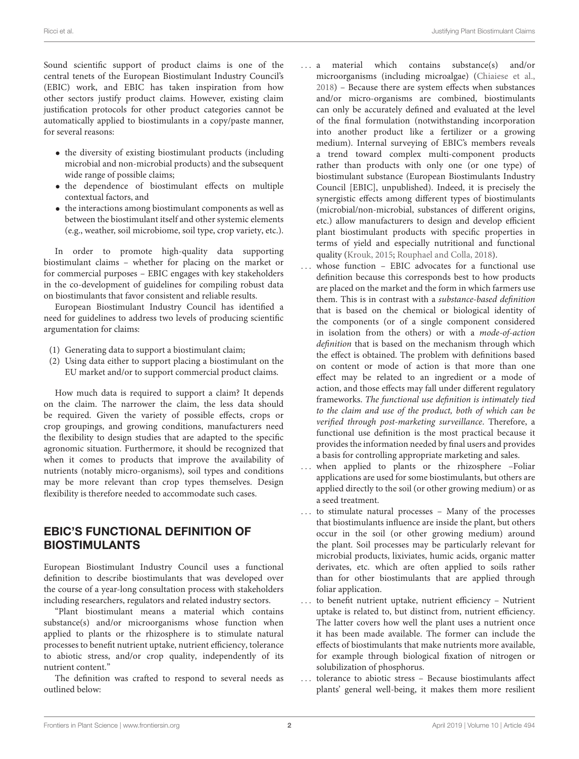Sound scientific support of product claims is one of the central tenets of the European Biostimulant Industry Council's (EBIC) work, and EBIC has taken inspiration from how other sectors justify product claims. However, existing claim justification protocols for other product categories cannot be automatically applied to biostimulants in a copy/paste manner, for several reasons:

- the diversity of existing biostimulant products (including microbial and non-microbial products) and the subsequent wide range of possible claims;
- the dependence of biostimulant effects on multiple contextual factors, and
- the interactions among biostimulant components as well as between the biostimulant itself and other systemic elements (e.g., weather, soil microbiome, soil type, crop variety, etc.).

In order to promote high-quality data supporting biostimulant claims – whether for placing on the market or for commercial purposes – EBIC engages with key stakeholders in the co-development of guidelines for compiling robust data on biostimulants that favor consistent and reliable results.

European Biostimulant Industry Council has identified a need for guidelines to address two levels of producing scientific argumentation for claims:

(1) Generating data to support a biostimulant claim;
(2) Using data either to support placing a biostimulant on the EU market and/or to support commercial product claims.

How much data is required to support a claim? It depends on the claim. The narrower the claim, the less data should be required. Given the variety of possible effects, crops or crop groupings, and growing conditions, manufacturers need the flexibility to design studies that are adapted to the specific agronomic situation. Furthermore, it should be recognized that when it comes to products that improve the availability of nutrients (notably micro-organisms), soil types and conditions may be more relevant than crop types themselves. Design flexibility is therefore needed to accommodate such cases.

## EBIC'S FUNCTIONAL DEFINITION OF BIOSTIMULANTS

European Biostimulant Industry Council uses a functional definition to describe biostimulants that was developed over the course of a year-long consultation process with stakeholders including researchers, regulators and related industry sectors.

"Plant biostimulant means a material which contains substance(s) and/or microorganisms whose function when applied to plants or the rhizosphere is to stimulate natural processes to benefit nutrient uptake, nutrient efficiency, tolerance to abiotic stress, and/or crop quality, independently of its nutrient content."

The definition was crafted to respond to several needs as outlined below:

. . . a material which contains substance(s) and/or microorganisms (including microalgae) (Chiaiese et al., 2018) – Because there are system effects when substances and/or micro-organisms are combined, biostimulants can only be accurately defined and evaluated at the level of the final formulation (notwithstanding incorporation into another product like a fertilizer or a growing medium). Internal surveying of EBIC's members reveals a trend toward complex multi-component products rather than products with only one (or one type) of biostimulant substance (European Biostimulants Industry Council [EBIC], unpublished). Indeed, it is precisely the synergistic effects among different types of biostimulants (microbial/non-microbial, substances of different origins, etc.) allow manufacturers to design and develop efficient plant biostimulant products with specific properties in terms of yield and especially nutritional and functional quality (Krouk, 2015; Rouphael and Colla, 2018).

. . . whose function – EBIC advocates for a functional use definition because this corresponds best to how products are placed on the market and the form in which farmers use them. This is in contrast with a *substance-based definition* that is based on the chemical or biological identity of the components (or of a single component considered in isolation from the others) or with a *mode-of-action definition* that is based on the mechanism through which the effect is obtained. The problem with definitions based on content or mode of action is that more than one effect may be related to an ingredient or a mode of action, and those effects may fall under different regulatory frameworks. *The functional use definition is intimately tied to the claim and use of the product, both of which can be verified through post-marketing surveillance*. Therefore, a functional use definition is the most practical because it provides the information needed by final users and provides a basis for controlling appropriate marketing and sales.

. . . when applied to plants or the rhizosphere –Foliar applications are used for some biostimulants, but others are applied directly to the soil (or other growing medium) or as a seed treatment.

. . . to stimulate natural processes – Many of the processes that biostimulants influence are inside the plant, but others occur in the soil (or other growing medium) around the plant. Soil processes may be particularly relevant for microbial products, lixiviates, humic acids, organic matter derivates, etc. which are often applied to soils rather than for other biostimulants that are applied through foliar application.

. . . to benefit nutrient uptake, nutrient efficiency – Nutrient uptake is related to, but distinct from, nutrient efficiency. The latter covers how well the plant uses a nutrient once it has been made available. The former can include the effects of biostimulants that make nutrients more available, for example through biological fixation of nitrogen or solubilization of phosphorus.

. . . tolerance to abiotic stress – Because biostimulants affect plants' general well-being, it makes them more resilient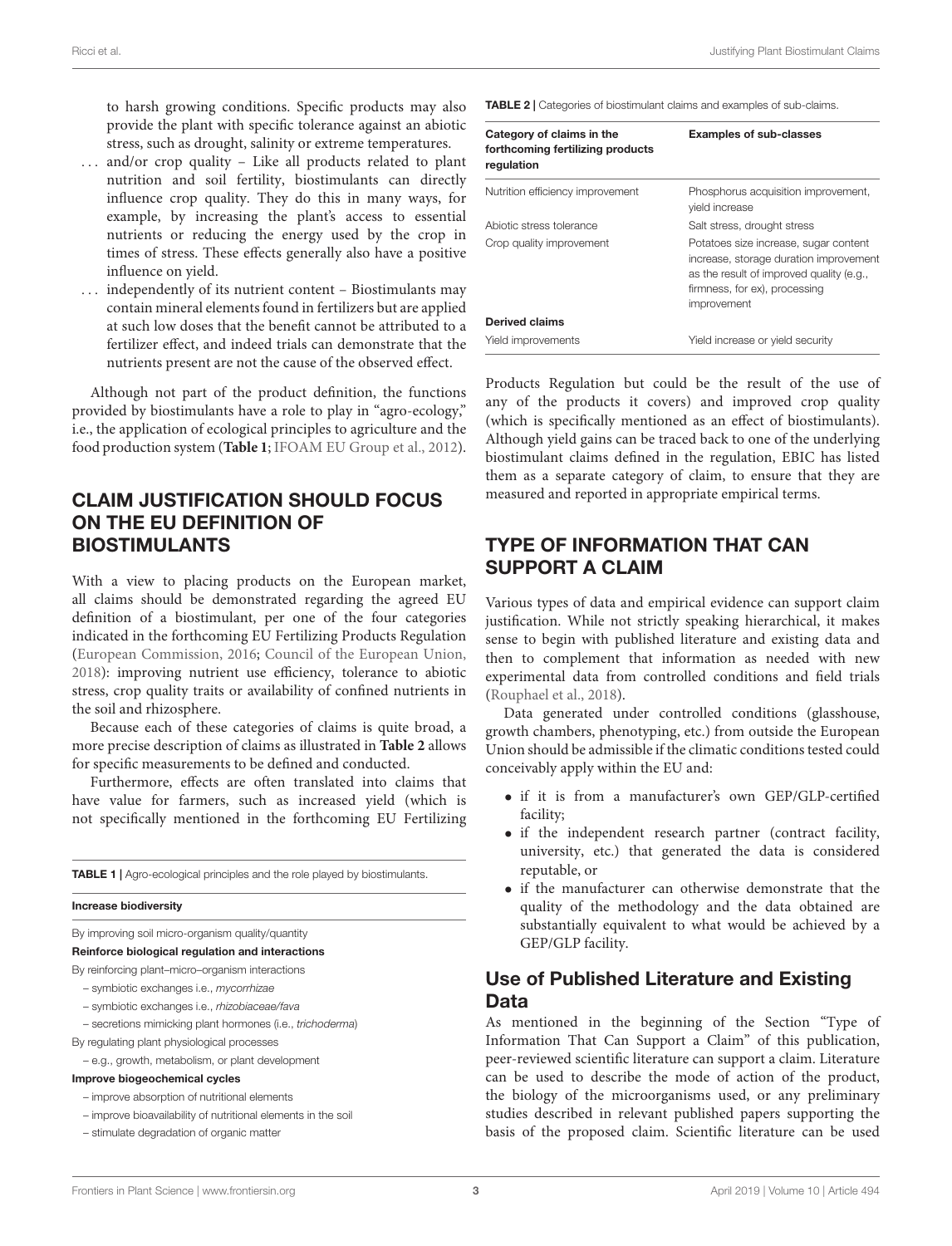to harsh growing conditions. Specific products may also provide the plant with specific tolerance against an abiotic stress, such as drought, salinity or extreme temperatures.

... and/or crop quality – Like all products related to plant nutrition and soil fertility, biostimulants can directly influence crop quality. They do this in many ways, for example, by increasing the plant's access to essential nutrients or reducing the energy used by the crop in times of stress. These effects generally also have a positive influence on yield.

... independently of its nutrient content – Biostimulants may contain mineral elements found in fertilizers but are applied at such low doses that the benefit cannot be attributed to a fertilizer effect, and indeed trials can demonstrate that the nutrients present are not the cause of the observed effect.

Although not part of the product definition, the functions provided by biostimulants have a role to play in "agro-ecology," i.e., the application of ecological principles to agriculture and the food production system (**Table 1**; IFOAM EU Group et al., 2012).

## CLAIM JUSTIFICATION SHOULD FOCUS ON THE EU DEFINITION OF BIOSTIMULANTS

With a view to placing products on the European market, all claims should be demonstrated regarding the agreed EU definition of a biostimulant, per one of the four categories indicated in the forthcoming EU Fertilizing Products Regulation (European Commission, 2016; Council of the European Union, 2018): improving nutrient use efficiency, tolerance to abiotic stress, crop quality traits or availability of confined nutrients in the soil and rhizosphere.

Because each of these categories of claims is quite broad, a more precise description of claims as illustrated in **Table 2** allows for specific measurements to be defined and conducted.

Furthermore, effects are often translated into claims that have value for farmers, such as increased yield (which is not specifically mentioned in the forthcoming EU Fertilizing Products Regulation but could be the result of the use of any of the products it covers) and improved crop quality (which is specifically mentioned as an effect of biostimulants). Although yield gains can be traced back to one of the underlying biostimulant claims defined in the regulation, EBIC has listed them as a separate category of claim, to ensure that they are measured and reported in appropriate empirical terms.

**TABLE 1** | Agro-ecological principles and the role played by biostimulants.

**Increase biodiversity**

By improving soil micro-organism quality/quantity

**Reinforce biological regulation and interactions**

By reinforcing plant–micro–organism interactions

- symbiotic exchanges i.e., *mycorrhizae*
- symbiotic exchanges i.e., *rhizobiaceae/fava*
- secretions mimicking plant hormones (i.e., *trichoderma*)

By regulating plant physiological processes

- e.g., growth, metabolism, or plant development

**Improve biogeochemical cycles**

- improve absorption of nutritional elements
- improve bioavailability of nutritional elements in the soil
- stimulate degradation of organic matter

**TABLE 2** | Categories of biostimulant claims and examples of sub-claims.

| Category of claims in the forthcoming fertilizing products regulation | Examples of sub-classes |
|---|---|
| Nutrition efficiency improvement | Phosphorus acquisition improvement, yield increase |
| Abiotic stress tolerance | Salt stress, drought stress |
| Crop quality improvement | Potatoes size increase, sugar content increase, storage duration improvement as the result of improved quality (e.g., firmness, for ex), processing improvement |
| **Derived claims** | |
| Yield improvements | Yield increase or yield security |

## TYPE OF INFORMATION THAT CAN SUPPORT A CLAIM

Various types of data and empirical evidence can support claim justification. While not strictly speaking hierarchical, it makes sense to begin with published literature and existing data and then to complement that information as needed with new experimental data from controlled conditions and field trials (Rouphael et al., 2018).

Data generated under controlled conditions (glasshouse, growth chambers, phenotyping, etc.) from outside the European Union should be admissible if the climatic conditions tested could conceivably apply within the EU and:

- if it is from a manufacturer's own GEP/GLP-certified facility;
- if the independent research partner (contract facility, university, etc.) that generated the data is considered reputable, or
- if the manufacturer can otherwise demonstrate that the quality of the methodology and the data obtained are substantially equivalent to what would be achieved by a GEP/GLP facility.

### Use of Published Literature and Existing Data

As mentioned in the beginning of the Section "Type of Information That Can Support a Claim" of this publication, peer-reviewed scientific literature can support a claim. Literature can be used to describe the mode of action of the product, the biology of the microorganisms used, or any preliminary studies described in relevant published papers supporting the basis of the proposed claim. Scientific literature can be used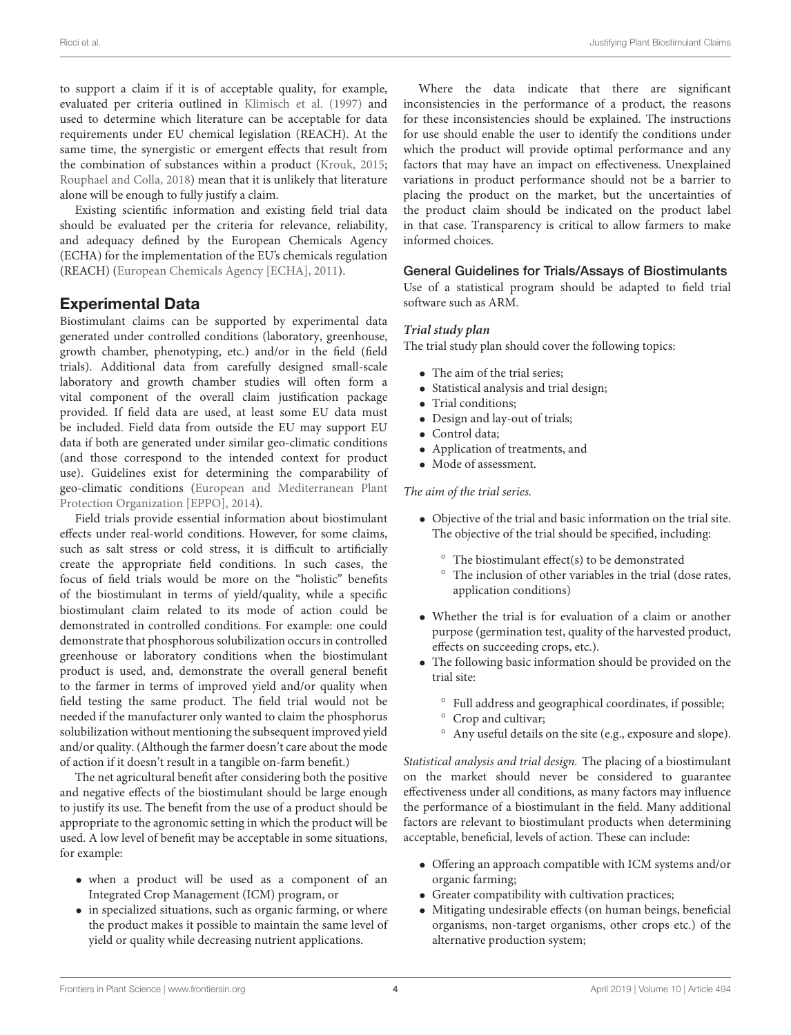to support a claim if it is of acceptable quality, for example, evaluated per criteria outlined in Klimisch et al. (1997) and used to determine which literature can be acceptable for data requirements under EU chemical legislation (REACH). At the same time, the synergistic or emergent effects that result from the combination of substances within a product (Krouk, 2015; Rouphael and Colla, 2018) mean that it is unlikely that literature alone will be enough to fully justify a claim.

Existing scientific information and existing field trial data should be evaluated per the criteria for relevance, reliability, and adequacy defined by the European Chemicals Agency (ECHA) for the implementation of the EU's chemicals regulation (REACH) (European Chemicals Agency [ECHA], 2011).

## Experimental Data

Biostimulant claims can be supported by experimental data generated under controlled conditions (laboratory, greenhouse, growth chamber, phenotyping, etc.) and/or in the field (field trials). Additional data from carefully designed small-scale laboratory and growth chamber studies will often form a vital component of the overall claim justification package provided. If field data are used, at least some EU data must be included. Field data from outside the EU may support EU data if both are generated under similar geo-climatic conditions (and those correspond to the intended context for product use). Guidelines exist for determining the comparability of geo-climatic conditions (European and Mediterranean Plant Protection Organization [EPPO], 2014).

Field trials provide essential information about biostimulant effects under real-world conditions. However, for some claims, such as salt stress or cold stress, it is difficult to artificially create the appropriate field conditions. In such cases, the focus of field trials would be more on the "holistic" benefits of the biostimulant in terms of yield/quality, while a specific biostimulant claim related to its mode of action could be demonstrated in controlled conditions. For example: one could demonstrate that phosphorous solubilization occurs in controlled greenhouse or laboratory conditions when the biostimulant product is used, and, demonstrate the overall general benefit to the farmer in terms of improved yield and/or quality when field testing the same product. The field trial would not be needed if the manufacturer only wanted to claim the phosphorus solubilization without mentioning the subsequent improved yield and/or quality. (Although the farmer doesn't care about the mode of action if it doesn't result in a tangible on-farm benefit.)

The net agricultural benefit after considering both the positive and negative effects of the biostimulant should be large enough to justify its use. The benefit from the use of a product should be appropriate to the agronomic setting in which the product will be used. A low level of benefit may be acceptable in some situations, for example:

- when a product will be used as a component of an Integrated Crop Management (ICM) program, or
- in specialized situations, such as organic farming, or where the product makes it possible to maintain the same level of yield or quality while decreasing nutrient applications.

Where the data indicate that there are significant inconsistencies in the performance of a product, the reasons for these inconsistencies should be explained. The instructions for use should enable the user to identify the conditions under which the product will provide optimal performance and any factors that may have an impact on effectiveness. Unexplained variations in product performance should not be a barrier to placing the product on the market, but the uncertainties of the product claim should be indicated on the product label in that case. Transparency is critical to allow farmers to make informed choices.

### General Guidelines for Trials/Assays of Biostimulants

Use of a statistical program should be adapted to field trial software such as ARM.

#### *Trial study plan*

The trial study plan should cover the following topics:

- The aim of the trial series;
- Statistical analysis and trial design;
- Trial conditions;
- Design and lay-out of trials;
- Control data;
- Application of treatments, and
- Mode of assessment.

*The aim of the trial series.*

- Objective of the trial and basic information on the trial site. The objective of the trial should be specified, including:
  - The biostimulant effect(s) to be demonstrated
  - The inclusion of other variables in the trial (dose rates, application conditions)
- Whether the trial is for evaluation of a claim or another purpose (germination test, quality of the harvested product, effects on succeeding crops, etc.).
- The following basic information should be provided on the trial site:
  - Full address and geographical coordinates, if possible;
  - Crop and cultivar;
  - Any useful details on the site (e.g., exposure and slope).

*Statistical analysis and trial design.* The placing of a biostimulant on the market should never be considered to guarantee effectiveness under all conditions, as many factors may influence the performance of a biostimulant in the field. Many additional factors are relevant to biostimulant products when determining acceptable, beneficial, levels of action. These can include:

- Offering an approach compatible with ICM systems and/or organic farming;
- Greater compatibility with cultivation practices;
- Mitigating undesirable effects (on human beings, beneficial organisms, non-target organisms, other crops etc.) of the alternative production system;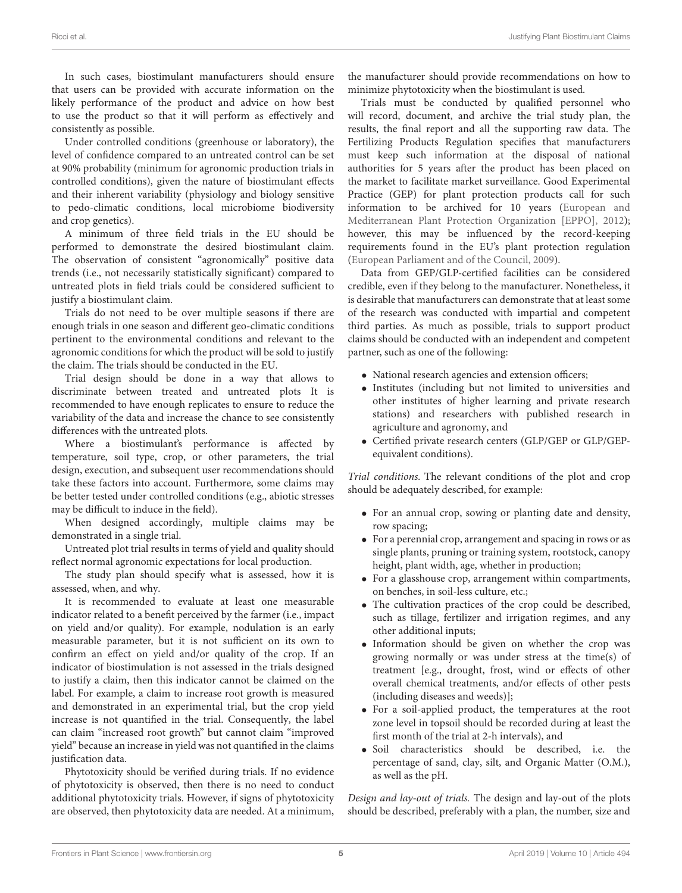In such cases, biostimulant manufacturers should ensure that users can be provided with accurate information on the likely performance of the product and advice on how best to use the product so that it will perform as effectively and consistently as possible.

Under controlled conditions (greenhouse or laboratory), the level of confidence compared to an untreated control can be set at 90% probability (minimum for agronomic production trials in controlled conditions), given the nature of biostimulant effects and their inherent variability (physiology and biology sensitive to pedo-climatic conditions, local microbiome biodiversity and crop genetics).

A minimum of three field trials in the EU should be performed to demonstrate the desired biostimulant claim. The observation of consistent "agronomically" positive data trends (i.e., not necessarily statistically significant) compared to untreated plots in field trials could be considered sufficient to justify a biostimulant claim.

Trials do not need to be over multiple seasons if there are enough trials in one season and different geo-climatic conditions pertinent to the environmental conditions and relevant to the agronomic conditions for which the product will be sold to justify the claim. The trials should be conducted in the EU.

Trial design should be done in a way that allows to discriminate between treated and untreated plots It is recommended to have enough replicates to ensure to reduce the variability of the data and increase the chance to see consistently differences with the untreated plots.

Where a biostimulant's performance is affected by temperature, soil type, crop, or other parameters, the trial design, execution, and subsequent user recommendations should take these factors into account. Furthermore, some claims may be better tested under controlled conditions (e.g., abiotic stresses may be difficult to induce in the field).

When designed accordingly, multiple claims may be demonstrated in a single trial.

Untreated plot trial results in terms of yield and quality should reflect normal agronomic expectations for local production.

The study plan should specify what is assessed, how it is assessed, when, and why.

It is recommended to evaluate at least one measurable indicator related to a benefit perceived by the farmer (i.e., impact on yield and/or quality). For example, nodulation is an early measurable parameter, but it is not sufficient on its own to confirm an effect on yield and/or quality of the crop. If an indicator of biostimulation is not assessed in the trials designed to justify a claim, then this indicator cannot be claimed on the label. For example, a claim to increase root growth is measured and demonstrated in an experimental trial, but the crop yield increase is not quantified in the trial. Consequently, the label can claim "increased root growth" but cannot claim "improved yield" because an increase in yield was not quantified in the claims justification data.

Phytotoxicity should be verified during trials. If no evidence of phytotoxicity is observed, then there is no need to conduct additional phytotoxicity trials. However, if signs of phytotoxicity are observed, then phytotoxicity data are needed. At a minimum, the manufacturer should provide recommendations on how to minimize phytotoxicity when the biostimulant is used.

Trials must be conducted by qualified personnel who will record, document, and archive the trial study plan, the results, the final report and all the supporting raw data. The Fertilizing Products Regulation specifies that manufacturers must keep such information at the disposal of national authorities for 5 years after the product has been placed on the market to facilitate market surveillance. Good Experimental Practice (GEP) for plant protection products call for such information to be archived for 10 years (European and Mediterranean Plant Protection Organization [EPPO], 2012); however, this may be influenced by the record-keeping requirements found in the EU's plant protection regulation (European Parliament and of the Council, 2009).

Data from GEP/GLP-certified facilities can be considered credible, even if they belong to the manufacturer. Nonetheless, it is desirable that manufacturers can demonstrate that at least some of the research was conducted with impartial and competent third parties. As much as possible, trials to support product claims should be conducted with an independent and competent partner, such as one of the following:

- National research agencies and extension officers;
- Institutes (including but not limited to universities and other institutes of higher learning and private research stations) and researchers with published research in agriculture and agronomy, and
- Certified private research centers (GLP/GEP or GLP/GEP-equivalent conditions).

*Trial conditions.* The relevant conditions of the plot and crop should be adequately described, for example:

- For an annual crop, sowing or planting date and density, row spacing;
- For a perennial crop, arrangement and spacing in rows or as single plants, pruning or training system, rootstock, canopy height, plant width, age, whether in production;
- For a glasshouse crop, arrangement within compartments, on benches, in soil-less culture, etc.;
- The cultivation practices of the crop could be described, such as tillage, fertilizer and irrigation regimes, and any other additional inputs;
- Information should be given on whether the crop was growing normally or was under stress at the time(s) of treatment [e.g., drought, frost, wind or effects of other overall chemical treatments, and/or effects of other pests (including diseases and weeds)];
- For a soil-applied product, the temperatures at the root zone level in topsoil should be recorded during at least the first month of the trial at 2-h intervals), and
- Soil characteristics should be described, i.e. the percentage of sand, clay, silt, and Organic Matter (O.M.), as well as the pH.

*Design and lay-out of trials.* The design and lay-out of the plots should be described, preferably with a plan, the number, size and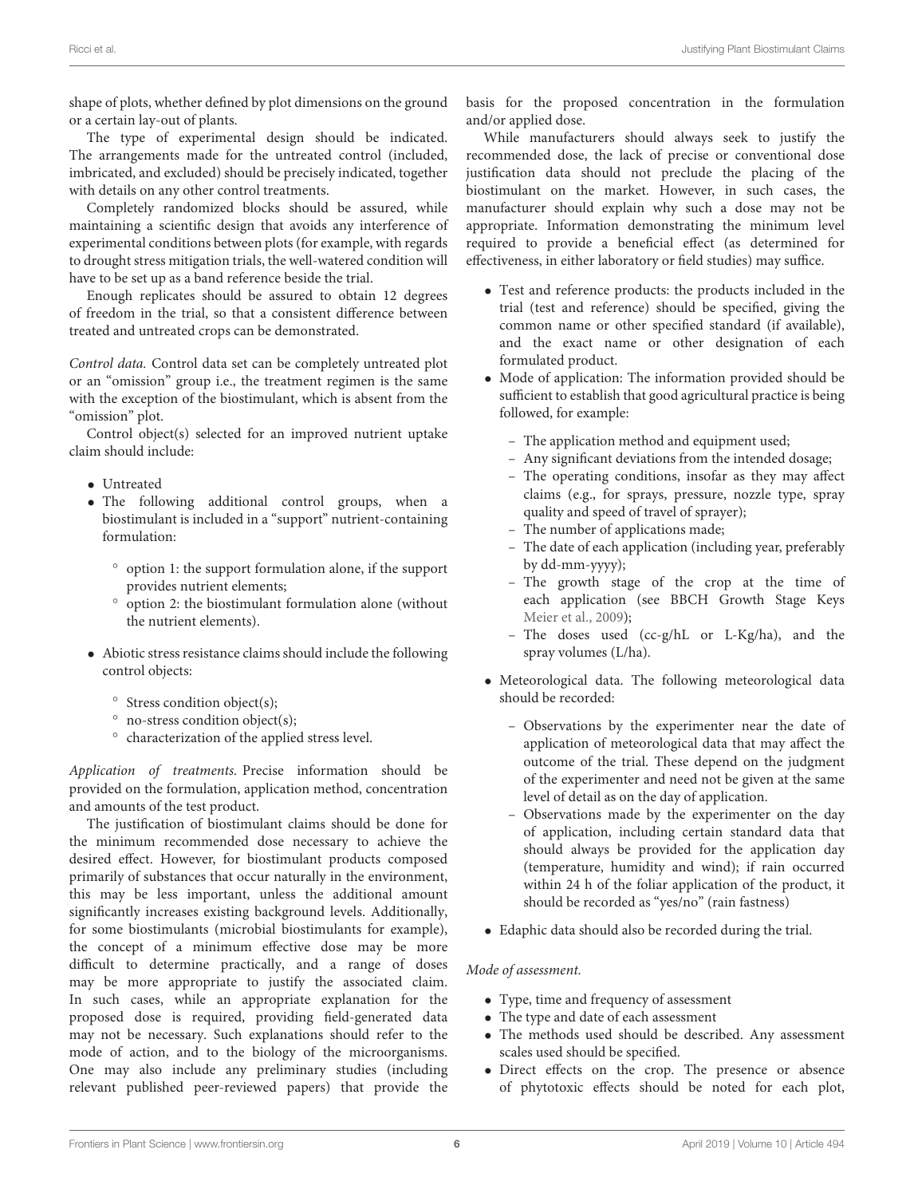shape of plots, whether defined by plot dimensions on the ground or a certain lay-out of plants.

The type of experimental design should be indicated. The arrangements made for the untreated control (included, imbricated, and excluded) should be precisely indicated, together with details on any other control treatments.

Completely randomized blocks should be assured, while maintaining a scientific design that avoids any interference of experimental conditions between plots (for example, with regards to drought stress mitigation trials, the well-watered condition will have to be set up as a band reference beside the trial.

Enough replicates should be assured to obtain 12 degrees of freedom in the trial, so that a consistent difference between treated and untreated crops can be demonstrated.

*Control data.* Control data set can be completely untreated plot or an "omission" group i.e., the treatment regimen is the same with the exception of the biostimulant, which is absent from the "omission" plot.

Control object(s) selected for an improved nutrient uptake claim should include:

- Untreated
- The following additional control groups, when a biostimulant is included in a "support" nutrient-containing formulation:
  - option 1: the support formulation alone, if the support provides nutrient elements;
  - option 2: the biostimulant formulation alone (without the nutrient elements).
- Abiotic stress resistance claims should include the following control objects:
  - Stress condition object(s);
  - no-stress condition object(s);
  - characterization of the applied stress level.

*Application of treatments.* Precise information should be provided on the formulation, application method, concentration and amounts of the test product.

The justification of biostimulant claims should be done for the minimum recommended dose necessary to achieve the desired effect. However, for biostimulant products composed primarily of substances that occur naturally in the environment, this may be less important, unless the additional amount significantly increases existing background levels. Additionally, for some biostimulants (microbial biostimulants for example), the concept of a minimum effective dose may be more difficult to determine practically, and a range of doses may be more appropriate to justify the associated claim. In such cases, while an appropriate explanation for the proposed dose is required, providing field-generated data may not be necessary. Such explanations should refer to the mode of action, and to the biology of the microorganisms. One may also include any preliminary studies (including relevant published peer-reviewed papers) that provide the basis for the proposed concentration in the formulation and/or applied dose.

While manufacturers should always seek to justify the recommended dose, the lack of precise or conventional dose justification data should not preclude the placing of the biostimulant on the market. However, in such cases, the manufacturer should explain why such a dose may not be appropriate. Information demonstrating the minimum level required to provide a beneficial effect (as determined for effectiveness, in either laboratory or field studies) may suffice.

- Test and reference products: the products included in the trial (test and reference) should be specified, giving the common name or other specified standard (if available), and the exact name or other designation of each formulated product.
- Mode of application: The information provided should be sufficient to establish that good agricultural practice is being followed, for example:
  - The application method and equipment used;
  - Any significant deviations from the intended dosage;
  - The operating conditions, insofar as they may affect claims (e.g., for sprays, pressure, nozzle type, spray quality and speed of travel of sprayer);
  - The number of applications made;
  - The date of each application (including year, preferably by dd-mm-yyyy);
  - The growth stage of the crop at the time of each application (see BBCH Growth Stage Keys Meier et al., 2009);
  - The doses used (cc-g/hL or L-Kg/ha), and the spray volumes (L/ha).
- Meteorological data. The following meteorological data should be recorded:
  - Observations by the experimenter near the date of application of meteorological data that may affect the outcome of the trial. These depend on the judgment of the experimenter and need not be given at the same level of detail as on the day of application.
  - Observations made by the experimenter on the day of application, including certain standard data that should always be provided for the application day (temperature, humidity and wind); if rain occurred within 24 h of the foliar application of the product, it should be recorded as "yes/no" (rain fastness)
- Edaphic data should also be recorded during the trial.

*Mode of assessment.*

- Type, time and frequency of assessment
- The type and date of each assessment
- The methods used should be described. Any assessment scales used should be specified.
- Direct effects on the crop. The presence or absence of phytotoxic effects should be noted for each plot,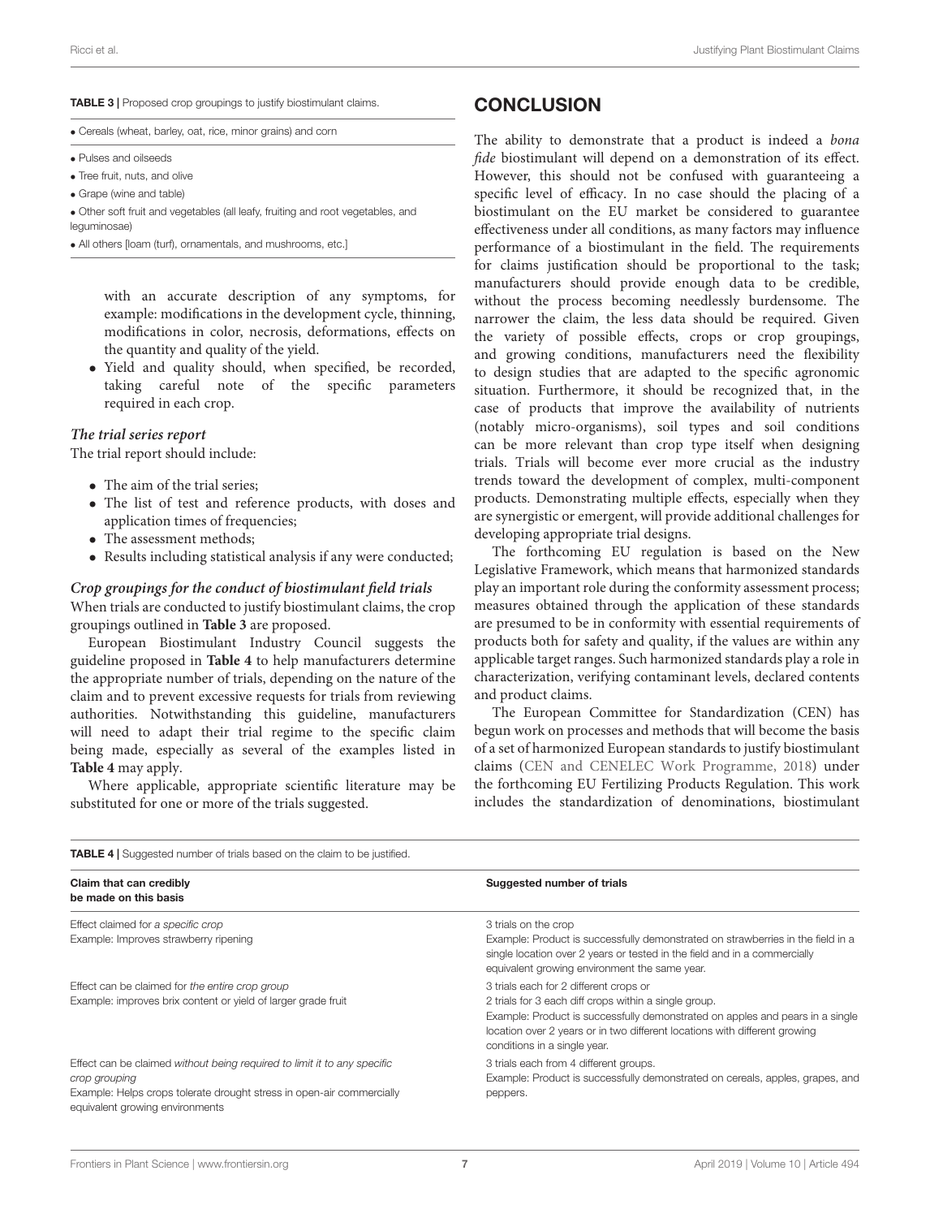**TABLE 3 |** Proposed crop groupings to justify biostimulant claims.

| |
|---|
| • Cereals (wheat, barley, oat, rice, minor grains) and corn |
| • Pulses and oilseeds<br>• Tree fruit, nuts, and olive<br>• Grape (wine and table)<br>• Other soft fruit and vegetables (all leafy, fruiting and root vegetables, and leguminosae)<br>• All others [loam (turf), ornamentals, and mushrooms, etc.] |

with an accurate description of any symptoms, for example: modifications in the development cycle, thinning, modifications in color, necrosis, deformations, effects on the quantity and quality of the yield.

- Yield and quality should, when specified, be recorded, taking careful note of the specific parameters required in each crop.

### *The trial series report*

The trial report should include:

- The aim of the trial series;
- The list of test and reference products, with doses and application times of frequencies;
- The assessment methods;
- Results including statistical analysis if any were conducted;

### *Crop groupings for the conduct of biostimulant field trials*

When trials are conducted to justify biostimulant claims, the crop groupings outlined in **Table 3** are proposed.

European Biostimulant Industry Council suggests the guideline proposed in **Table 4** to help manufacturers determine the appropriate number of trials, depending on the nature of the claim and to prevent excessive requests for trials from reviewing authorities. Notwithstanding this guideline, manufacturers will need to adapt their trial regime to the specific claim being made, especially as several of the examples listed in **Table 4** may apply.

Where applicable, appropriate scientific literature may be substituted for one or more of the trials suggested.

## CONCLUSION

The ability to demonstrate that a product is indeed a *bona fide* biostimulant will depend on a demonstration of its effect. However, this should not be confused with guaranteeing a specific level of efficacy. In no case should the placing of a biostimulant on the EU market be considered to guarantee effectiveness under all conditions, as many factors may influence performance of a biostimulant in the field. The requirements for claims justification should be proportional to the task; manufacturers should provide enough data to be credible, without the process becoming needlessly burdensome. The narrower the claim, the less data should be required. Given the variety of possible effects, crops or crop groupings, and growing conditions, manufacturers need the flexibility to design studies that are adapted to the specific agronomic situation. Furthermore, it should be recognized that, in the case of products that improve the availability of nutrients (notably micro-organisms), soil types and soil conditions can be more relevant than crop type itself when designing trials. Trials will become ever more crucial as the industry trends toward the development of complex, multi-component products. Demonstrating multiple effects, especially when they are synergistic or emergent, will provide additional challenges for developing appropriate trial designs.

The forthcoming EU regulation is based on the New Legislative Framework, which means that harmonized standards play an important role during the conformity assessment process; measures obtained through the application of these standards are presumed to be in conformity with essential requirements of products both for safety and quality, if the values are within any applicable target ranges. Such harmonized standards play a role in characterization, verifying contaminant levels, declared contents and product claims.

The European Committee for Standardization (CEN) has begun work on processes and methods that will become the basis of a set of harmonized European standards to justify biostimulant claims (CEN and CENELEC Work Programme, 2018) under the forthcoming EU Fertilizing Products Regulation. This work includes the standardization of denominations, biostimulant

**TABLE 4 |** Suggested number of trials based on the claim to be justified.

| Claim that can credibly be made on this basis | Suggested number of trials |
|---|---|
| Effect claimed for *a specific crop*<br>Example: Improves strawberry ripening | 3 trials on the crop<br>Example: Product is successfully demonstrated on strawberries in the field in a single location over 2 years or tested in the field and in a commercially equivalent growing environment the same year. |
| Effect can be claimed for *the entire crop group*<br>Example: improves brix content or yield of larger grade fruit | 3 trials each for 2 different crops or<br>2 trials for 3 each diff crops within a single group.<br>Example: Product is successfully demonstrated on apples and pears in a single location over 2 years or in two different locations with different growing conditions in a single year. |
| Effect can be claimed *without being required to limit it to any specific crop grouping*<br>Example: Helps crops tolerate drought stress in open-air commercially equivalent growing environments | 3 trials each from 4 different groups.<br>Example: Product is successfully demonstrated on cereals, apples, grapes, and peppers. |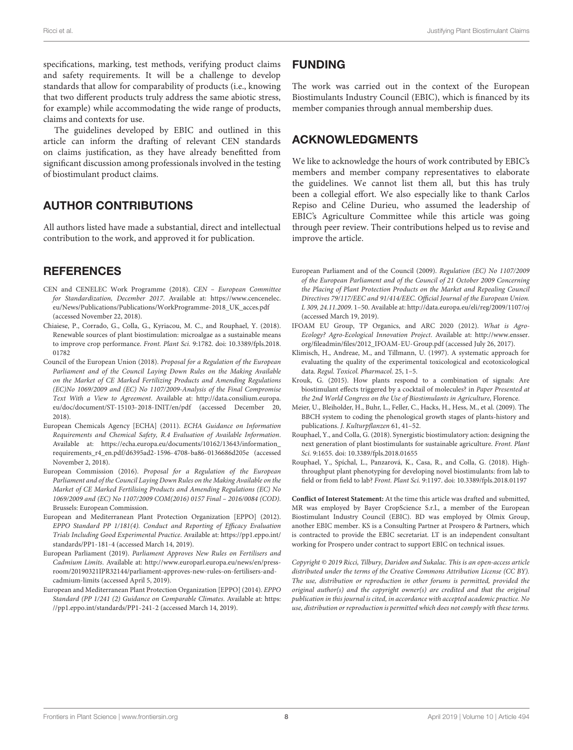specifications, marking, test methods, verifying product claims and safety requirements. It will be a challenge to develop standards that allow for comparability of products (i.e., knowing that two different products truly address the same abiotic stress, for example) while accommodating the wide range of products, claims and contexts for use.

The guidelines developed by EBIC and outlined in this article can inform the drafting of relevant CEN standards on claims justification, as they have already benefitted from significant discussion among professionals involved in the testing of biostimulant product claims.

## AUTHOR CONTRIBUTIONS

All authors listed have made a substantial, direct and intellectual contribution to the work, and approved it for publication.

## FUNDING

The work was carried out in the context of the European Biostimulants Industry Council (EBIC), which is financed by its member companies through annual membership dues.

## ACKNOWLEDGMENTS

We like to acknowledge the hours of work contributed by EBIC's members and member company representatives to elaborate the guidelines. We cannot list them all, but this has truly been a collegial effort. We also especially like to thank Carlos Repiso and Céline Durieu, who assumed the leadership of EBIC's Agriculture Committee while this article was going through peer review. Their contributions helped us to revise and improve the article.

## REFERENCES

CEN and CENELEC Work Programme (2018). *CEN – European Committee for Standardization, December 2017*. Available at: https://www.cencenelec.eu/News/Publications/Publications/WorkProgramme-2018_UK_acces.pdf (accessed November 22, 2018).

Chiaiese, P., Corrado, G., Colla, G., Kyriacou, M. C., and Rouphael, Y. (2018). Renewable sources of plant biostimulation: microalgae as a sustainable means to improve crop performance. *Front. Plant Sci.* 9:1782. doi: 10.3389/fpls.2018.01782

Council of the European Union (2018). *Proposal for a Regulation of the European Parliament and of the Council Laying Down Rules on the Making Available on the Market of CE Marked Fertilizing Products and Amending Regulations (EC)No 1069/2009 and (EC) No 1107/2009-Analysis of the Final Compromise Text With a View to Agreement*. Available at: http://data.consilium.europa.eu/doc/document/ST-15103-2018-INIT/en/pdf (accessed December 20, 2018).

European Chemicals Agency [ECHA] (2011). *ECHA Guidance on Information Requirements and Chemical Safety, R.4 Evaluation of Available Information*. Available at: https://echa.europa.eu/documents/10162/13643/information_requirements_r4_en.pdf/d6395ad2-1596-4708-ba86-0136686d205e (accessed November 2, 2018).

European Commission (2016). *Proposal for a Regulation of the European Parliament and of the Council Laying Down Rules on the Making Available on the Market of CE Marked Fertilising Products and Amending Regulations (EC) No 1069/2009 and (EC) No 1107/2009 COM(2016) 0157 Final – 2016/0084 (COD)*. Brussels: European Commission.

European and Mediterranean Plant Protection Organization [EPPO] (2012). *EPPO Standard PP 1/181(4). Conduct and Reporting of Efficacy Evaluation Trials Including Good Experimental Practice*. Available at: https://pp1.eppo.int/standards/PP1-181-4 (accessed March 14, 2019).

European Parliament (2019). *Parliament Approves New Rules on Fertilisers and Cadmium Limits*. Available at: http://www.europarl.europa.eu/news/en/press-room/20190321IPR32144/parliament-approves-new-rules-on-fertilisers-and-cadmium-limits (accessed April 5, 2019).

European and Mediterranean Plant Protection Organization [EPPO] (2014). *EPPO Standard (PP 1/241 (2) Guidance on Comparable Climates*. Available at: https://pp1.eppo.int/standards/PP1-241-2 (accessed March 14, 2019).

European Parliament and of the Council (2009). *Regulation (EC) No 1107/2009 of the European Parliament and of the Council of 21 October 2009 Concerning the Placing of Plant Protection Products on the Market and Repealing Council Directives 79/117/EEC and 91/414/EEC. Official Journal of the European Union. L 309, 24.11.2009*. 1–50. Available at: http://data.europa.eu/eli/reg/2009/1107/oj (accessed March 19, 2019).

IFOAM EU Group, TP Organics, and ARC 2020 (2012). *What is Agro-Ecology? Agro-Ecological Innovation Project*. Available at: http://www.ensser.org/fileadmin/files/2012_IFOAM-EU-Group.pdf (accessed July 26, 2017).

Klimisch, H., Andreae, M., and Tillmann, U. (1997). A systematic approach for evaluating the quality of the experimental toxicological and ecotoxicological data. *Regul. Toxicol. Pharmacol.* 25, 1–5.

Krouk, G. (2015). How plants respond to a combination of signals: Are biostimulant effects triggered by a cocktail of molecules? in *Paper Presented at the 2nd World Congress on the Use of Biostimulants in Agriculture*, Florence.

Meier, U., Bleiholder, H., Buhr, L., Feller, C., Hacks, H., Hess, M., et al. (2009). The BBCH system to coding the phenological growth stages of plants-history and publications. *J. Kulturpflanzen* 61, 41–52.

Rouphael, Y., and Colla, G. (2018). Synergistic biostimulatory action: designing the next generation of plant biostimulants for sustainable agriculture. *Front. Plant Sci.* 9:1655. doi: 10.3389/fpls.2018.01655

Rouphael, Y., Spíchal, L., Panzarová, K., Casa, R., and Colla, G. (2018). High-throughput plant phenotyping for developing novel biostimulants: from lab to field or from field to lab? *Front. Plant Sci.* 9:1197. doi: 10.3389/fpls.2018.01197

**Conflict of Interest Statement:** At the time this article was drafted and submitted, MR was employed by Bayer CropScience S.r.l., a member of the European Biostimulant Industry Council (EBIC). BD was employed by Olmix Group, another EBIC member. KS is a Consulting Partner at Prospero & Partners, which is contracted to provide the EBIC secretariat. LT is an independent consultant working for Prospero under contract to support EBIC on technical issues.

*Copyright © 2019 Ricci, Tilbury, Daridon and Sukalac. This is an open-access article distributed under the terms of the Creative Commons Attribution License (CC BY). The use, distribution or reproduction in other forums is permitted, provided the original author(s) and the copyright owner(s) are credited and that the original publication in this journal is cited, in accordance with accepted academic practice. No use, distribution or reproduction is permitted which does not comply with these terms.*